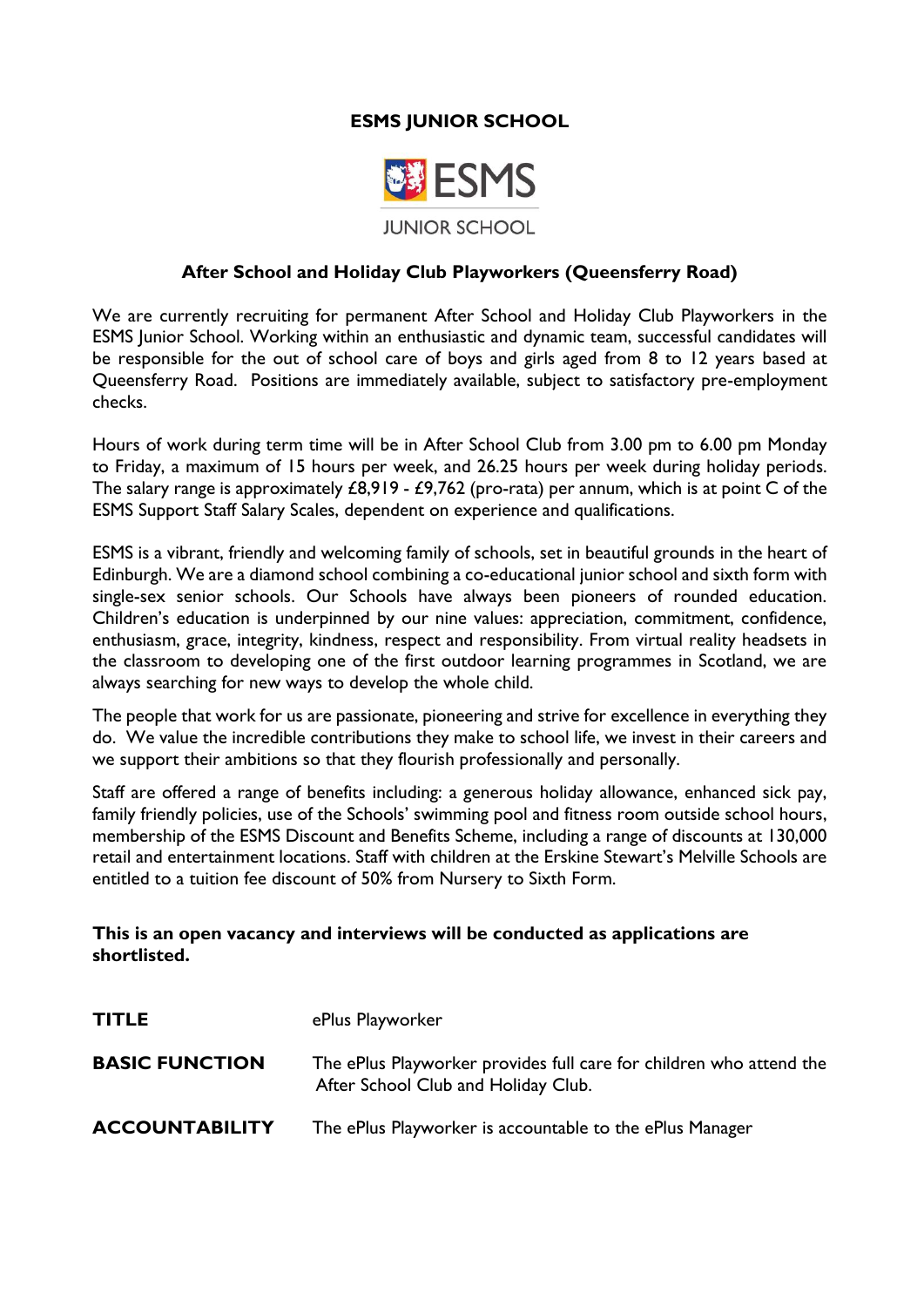# ESMS JUNIOR SCHOOL

ESMS
JUNIOR SCHOOL

## After School and Holiday Club Playworkers (Queensferry Road)

We are currently recruiting for permanent After School and Holiday Club Playworkers in the ESMS Junior School. Working within an enthusiastic and dynamic team, successful candidates will be responsible for the out of school care of boys and girls aged from 8 to 12 years based at Queensferry Road. Positions are immediately available, subject to satisfactory pre-employment checks.

Hours of work during term time will be in After School Club from 3.00 pm to 6.00 pm Monday to Friday, a maximum of 15 hours per week, and 26.25 hours per week during holiday periods. The salary range is approximately £8,919 - £9,762 (pro-rata) per annum, which is at point C of the ESMS Support Staff Salary Scales, dependent on experience and qualifications.

ESMS is a vibrant, friendly and welcoming family of schools, set in beautiful grounds in the heart of Edinburgh. We are a diamond school combining a co-educational junior school and sixth form with single-sex senior schools. Our Schools have always been pioneers of rounded education. Children's education is underpinned by our nine values: appreciation, commitment, confidence, enthusiasm, grace, integrity, kindness, respect and responsibility. From virtual reality headsets in the classroom to developing one of the first outdoor learning programmes in Scotland, we are always searching for new ways to develop the whole child.

The people that work for us are passionate, pioneering and strive for excellence in everything they do. We value the incredible contributions they make to school life, we invest in their careers and we support their ambitions so that they flourish professionally and personally.

Staff are offered a range of benefits including: a generous holiday allowance, enhanced sick pay, family friendly policies, use of the Schools' swimming pool and fitness room outside school hours, membership of the ESMS Discount and Benefits Scheme, including a range of discounts at 130,000 retail and entertainment locations. Staff with children at the Erskine Stewart's Melville Schools are entitled to a tuition fee discount of 50% from Nursery to Sixth Form.

**This is an open vacancy and interviews will be conducted as applications are shortlisted.**

**TITLE** ePlus Playworker

**BASIC FUNCTION** The ePlus Playworker provides full care for children who attend the After School Club and Holiday Club.

**ACCOUNTABILITY** The ePlus Playworker is accountable to the ePlus Manager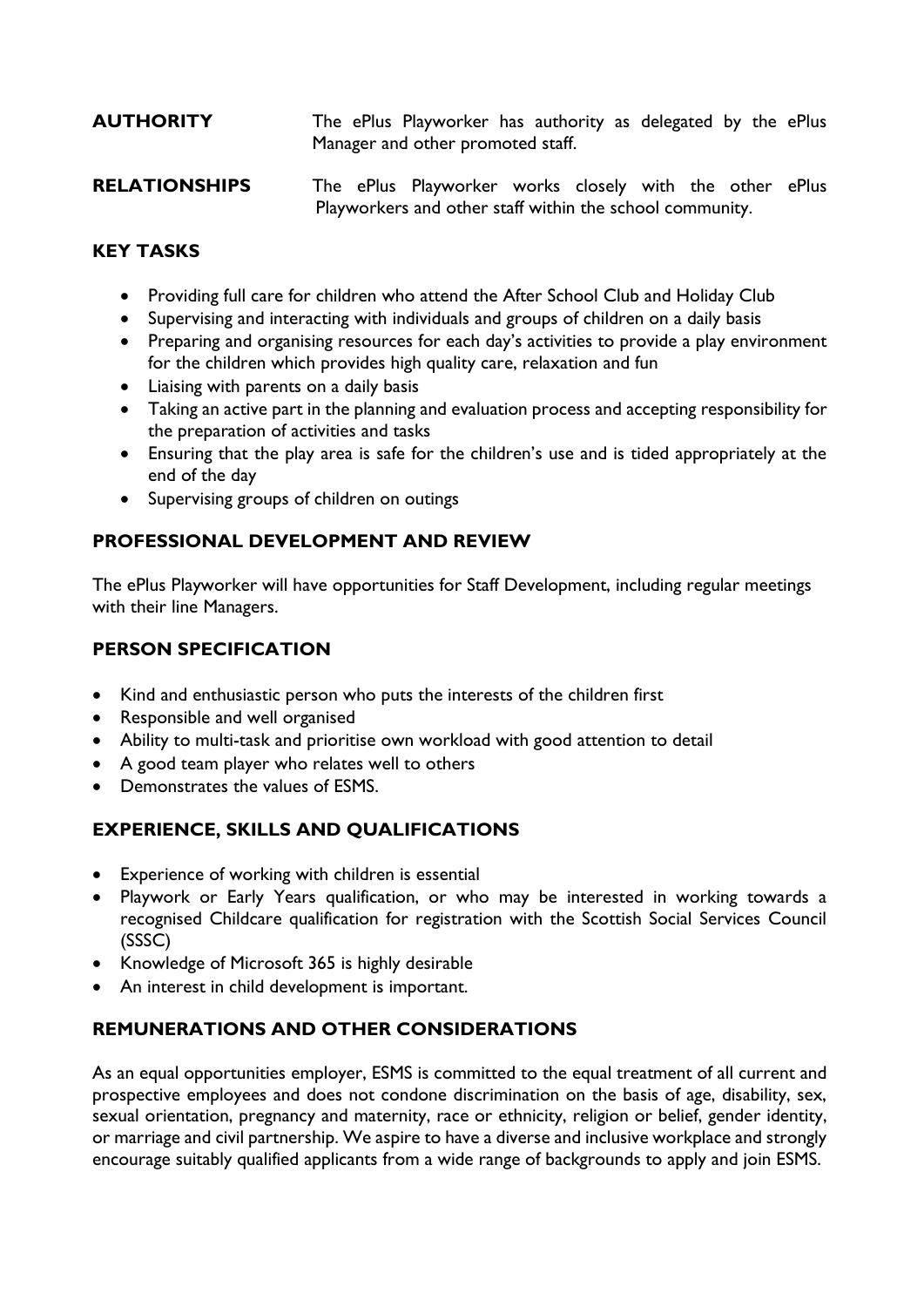**AUTHORITY** The ePlus Playworker has authority as delegated by the ePlus Manager and other promoted staff.

**RELATIONSHIPS** The ePlus Playworker works closely with the other ePlus Playworkers and other staff within the school community.

## KEY TASKS

- Providing full care for children who attend the After School Club and Holiday Club
- Supervising and interacting with individuals and groups of children on a daily basis
- Preparing and organising resources for each day's activities to provide a play environment for the children which provides high quality care, relaxation and fun
- Liaising with parents on a daily basis
- Taking an active part in the planning and evaluation process and accepting responsibility for the preparation of activities and tasks
- Ensuring that the play area is safe for the children's use and is tided appropriately at the end of the day
- Supervising groups of children on outings

## PROFESSIONAL DEVELOPMENT AND REVIEW

The ePlus Playworker will have opportunities for Staff Development, including regular meetings with their line Managers.

## PERSON SPECIFICATION

- Kind and enthusiastic person who puts the interests of the children first
- Responsible and well organised
- Ability to multi-task and prioritise own workload with good attention to detail
- A good team player who relates well to others
- Demonstrates the values of ESMS.

## EXPERIENCE, SKILLS AND QUALIFICATIONS

- Experience of working with children is essential
- Playwork or Early Years qualification, or who may be interested in working towards a recognised Childcare qualification for registration with the Scottish Social Services Council (SSSC)
- Knowledge of Microsoft 365 is highly desirable
- An interest in child development is important.

## REMUNERATIONS AND OTHER CONSIDERATIONS

As an equal opportunities employer, ESMS is committed to the equal treatment of all current and prospective employees and does not condone discrimination on the basis of age, disability, sex, sexual orientation, pregnancy and maternity, race or ethnicity, religion or belief, gender identity, or marriage and civil partnership. We aspire to have a diverse and inclusive workplace and strongly encourage suitably qualified applicants from a wide range of backgrounds to apply and join ESMS.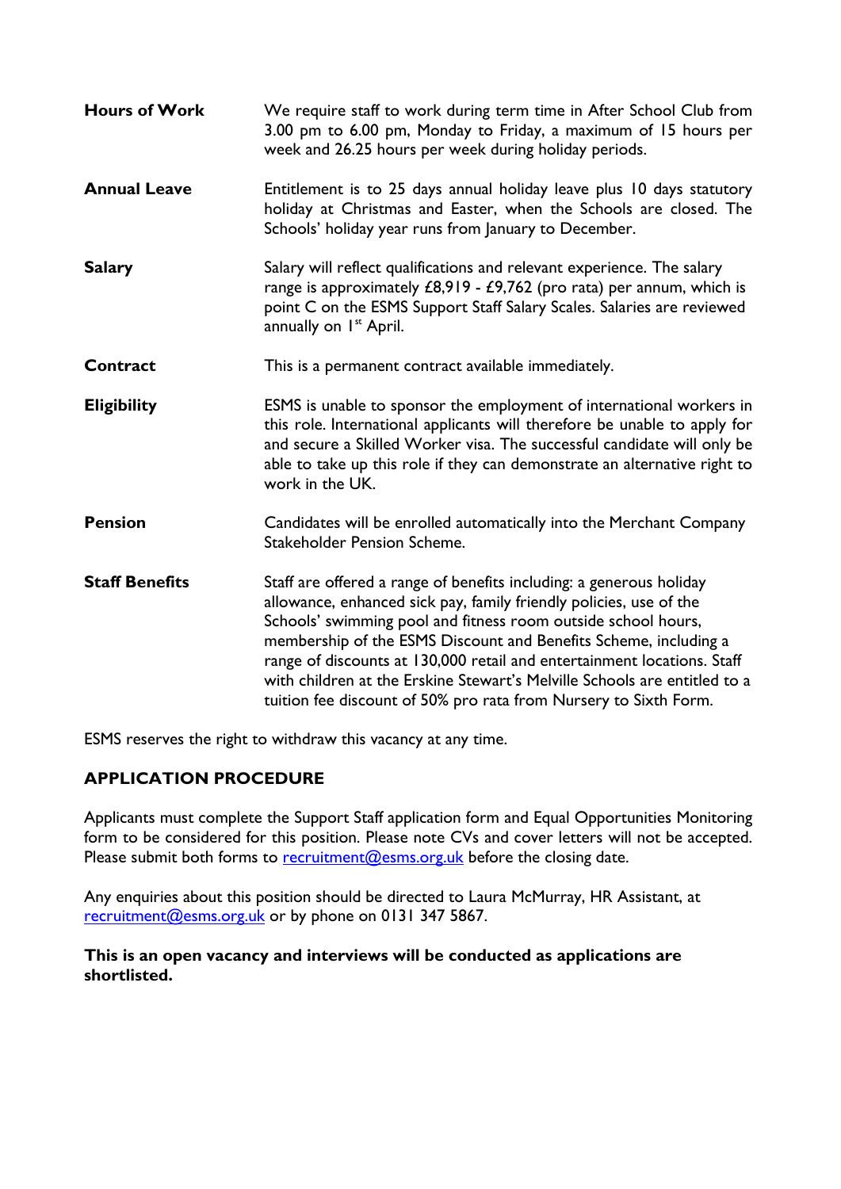| | |
|---|---|
| **Hours of Work** | We require staff to work during term time in After School Club from 3.00 pm to 6.00 pm, Monday to Friday, a maximum of 15 hours per week and 26.25 hours per week during holiday periods. |
| **Annual Leave** | Entitlement is to 25 days annual holiday leave plus 10 days statutory holiday at Christmas and Easter, when the Schools are closed. The Schools' holiday year runs from January to December. |
| **Salary** | Salary will reflect qualifications and relevant experience. The salary range is approximately £8,919 - £9,762 (pro rata) per annum, which is point C on the ESMS Support Staff Salary Scales. Salaries are reviewed annually on 1st April. |
| **Contract** | This is a permanent contract available immediately. |
| **Eligibility** | ESMS is unable to sponsor the employment of international workers in this role. International applicants will therefore be unable to apply for and secure a Skilled Worker visa. The successful candidate will only be able to take up this role if they can demonstrate an alternative right to work in the UK. |
| **Pension** | Candidates will be enrolled automatically into the Merchant Company Stakeholder Pension Scheme. |
| **Staff Benefits** | Staff are offered a range of benefits including: a generous holiday allowance, enhanced sick pay, family friendly policies, use of the Schools' swimming pool and fitness room outside school hours, membership of the ESMS Discount and Benefits Scheme, including a range of discounts at 130,000 retail and entertainment locations. Staff with children at the Erskine Stewart's Melville Schools are entitled to a tuition fee discount of 50% pro rata from Nursery to Sixth Form. |

ESMS reserves the right to withdraw this vacancy at any time.

## APPLICATION PROCEDURE

Applicants must complete the Support Staff application form and Equal Opportunities Monitoring form to be considered for this position. Please note CVs and cover letters will not be accepted. Please submit both forms to recruitment@esms.org.uk before the closing date.

Any enquiries about this position should be directed to Laura McMurray, HR Assistant, at recruitment@esms.org.uk or by phone on 0131 347 5867.

**This is an open vacancy and interviews will be conducted as applications are shortlisted.**